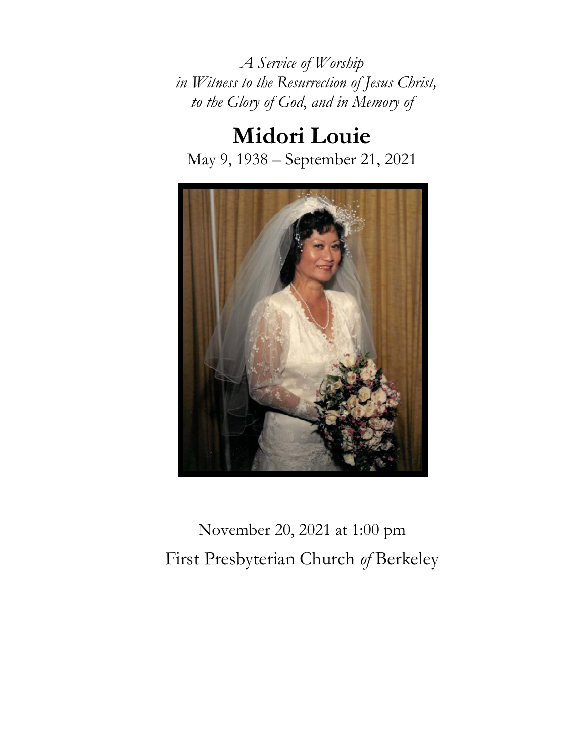*A Service of Worship*
*in Witness to the Resurrection of Jesus Christ,*
*to the Glory of God, and in Memory of*

# Midori Louie

May 9, 1938 – September 21, 2021

November 20, 2021 at 1:00 pm

First Presbyterian Church *of* Berkeley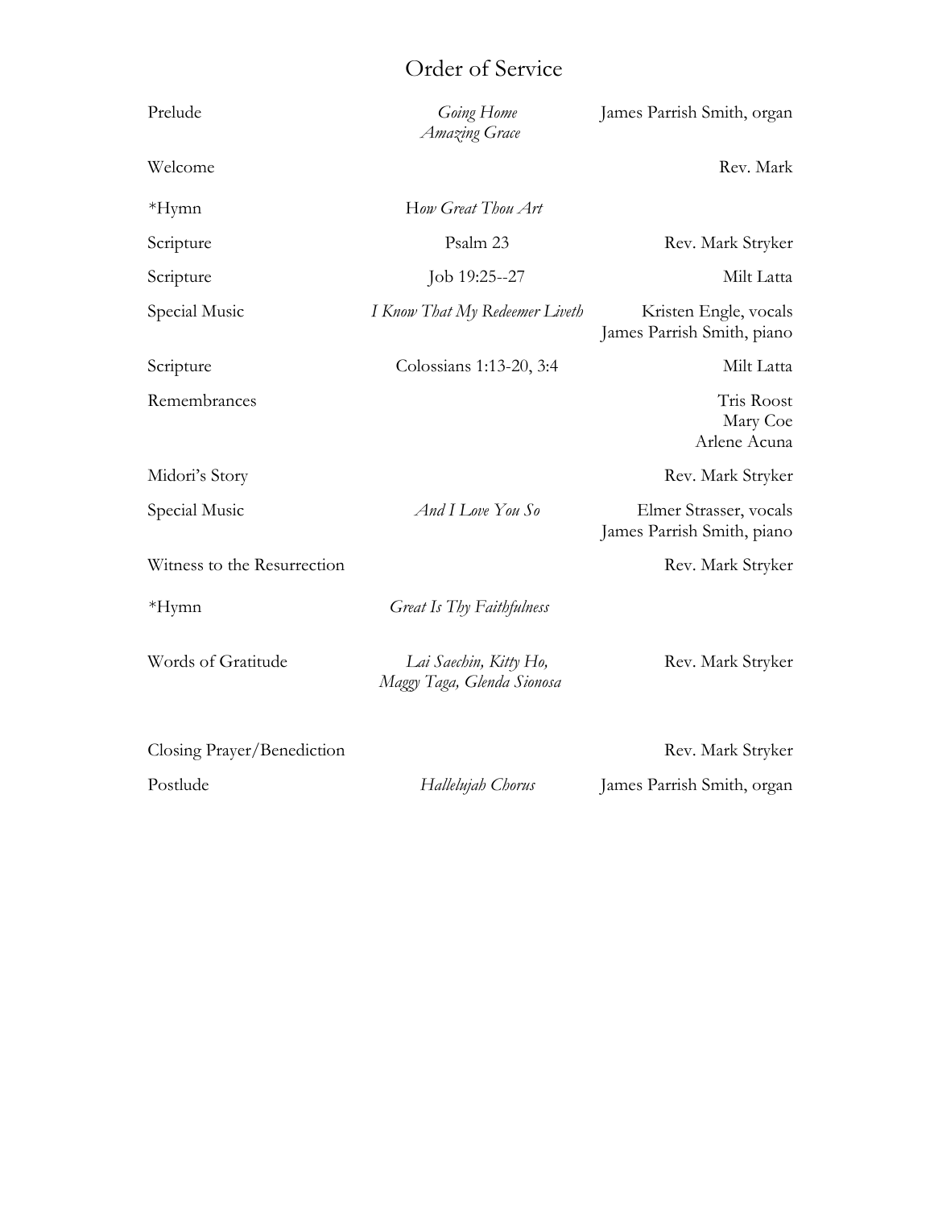# Order of Service

| | | |
|---|---|---|
| Prelude | *Going Home*<br>*Amazing Grace* | James Parrish Smith, organ |
| Welcome | | Rev. Mark |
| *Hymn | H*ow Great Thou Art* | |
| Scripture | Psalm 23 | Rev. Mark Stryker |
| Scripture | Job 19:25--27 | Milt Latta |
| Special Music | *I Know That My Redeemer Liveth* | Kristen Engle, vocals<br>James Parrish Smith, piano |
| Scripture | Colossians 1:13-20, 3:4 | Milt Latta |
| Remembrances | | Tris Roost<br>Mary Coe<br>Arlene Acuna |
| Midori's Story | | Rev. Mark Stryker |
| Special Music | *And I Love You So* | Elmer Strasser, vocals<br>James Parrish Smith, piano |
| Witness to the Resurrection | | Rev. Mark Stryker |
| *Hymn | *Great Is Thy Faithfulness* | |
| Words of Gratitude | *Lai Saechin, Kitty Ho,*<br>*Maggy Taga, Glenda Sionosa* | Rev. Mark Stryker |
| Closing Prayer/Benediction | | Rev. Mark Stryker |
| Postlude | *Hallelujah Chorus* | James Parrish Smith, organ |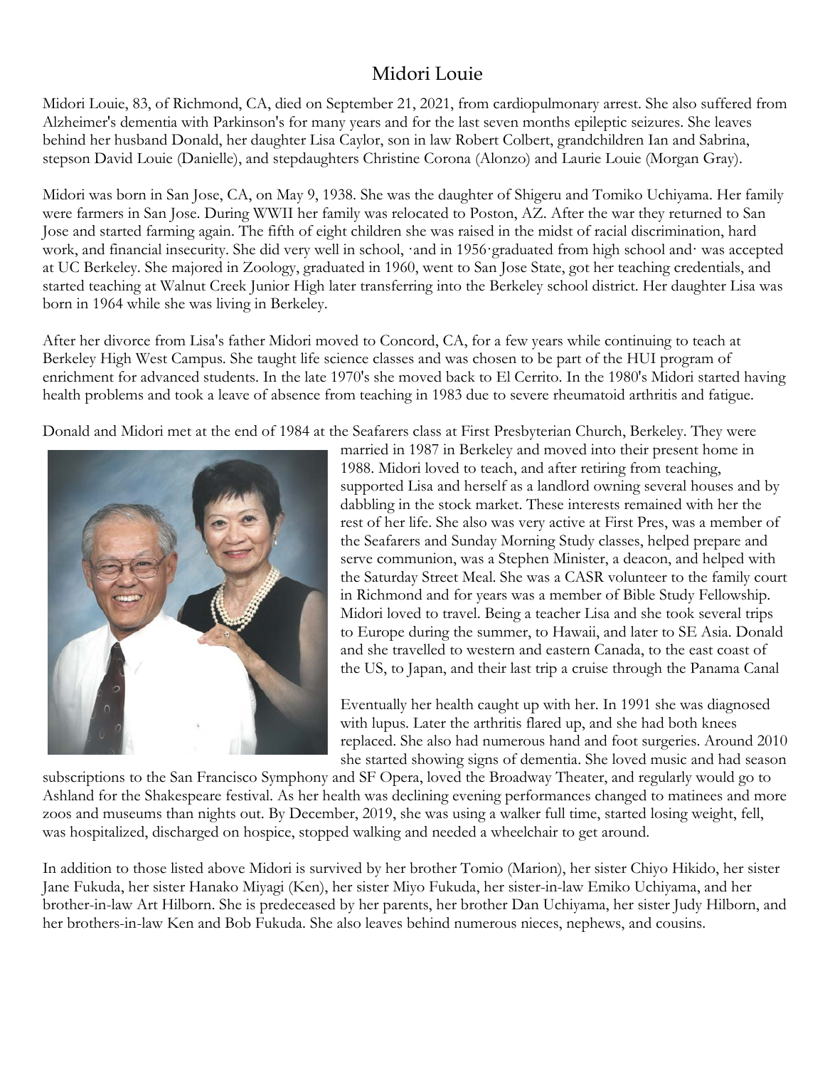# Midori Louie

Midori Louie, 83, of Richmond, CA, died on September 21, 2021, from cardiopulmonary arrest. She also suffered from Alzheimer's dementia with Parkinson's for many years and for the last seven months epileptic seizures. She leaves behind her husband Donald, her daughter Lisa Caylor, son in law Robert Colbert, grandchildren Ian and Sabrina, stepson David Louie (Danielle), and stepdaughters Christine Corona (Alonzo) and Laurie Louie (Morgan Gray).

Midori was born in San Jose, CA, on May 9, 1938. She was the daughter of Shigeru and Tomiko Uchiyama. Her family were farmers in San Jose. During WWII her family was relocated to Poston, AZ. After the war they returned to San Jose and started farming again. The fifth of eight children she was raised in the midst of racial discrimination, hard work, and financial insecurity. She did very well in school, ·and in 1956·graduated from high school and· was accepted at UC Berkeley. She majored in Zoology, graduated in 1960, went to San Jose State, got her teaching credentials, and started teaching at Walnut Creek Junior High later transferring into the Berkeley school district. Her daughter Lisa was born in 1964 while she was living in Berkeley.

After her divorce from Lisa's father Midori moved to Concord, CA, for a few years while continuing to teach at Berkeley High West Campus. She taught life science classes and was chosen to be part of the HUI program of enrichment for advanced students. In the late 1970's she moved back to El Cerrito. In the 1980's Midori started having health problems and took a leave of absence from teaching in 1983 due to severe rheumatoid arthritis and fatigue.

Donald and Midori met at the end of 1984 at the Seafarers class at First Presbyterian Church, Berkeley. They were married in 1987 in Berkeley and moved into their present home in 1988. Midori loved to teach, and after retiring from teaching, supported Lisa and herself as a landlord owning several houses and by dabbling in the stock market. These interests remained with her the rest of her life. She also was very active at First Pres, was a member of the Seafarers and Sunday Morning Study classes, helped prepare and serve communion, was a Stephen Minister, a deacon, and helped with the Saturday Street Meal. She was a CASR volunteer to the family court in Richmond and for years was a member of Bible Study Fellowship. Midori loved to travel. Being a teacher Lisa and she took several trips to Europe during the summer, to Hawaii, and later to SE Asia. Donald and she travelled to western and eastern Canada, to the east coast of the US, to Japan, and their last trip a cruise through the Panama Canal

Eventually her health caught up with her. In 1991 she was diagnosed with lupus. Later the arthritis flared up, and she had both knees replaced. She also had numerous hand and foot surgeries. Around 2010 she started showing signs of dementia. She loved music and had season subscriptions to the San Francisco Symphony and SF Opera, loved the Broadway Theater, and regularly would go to Ashland for the Shakespeare festival. As her health was declining evening performances changed to matinees and more zoos and museums than nights out. By December, 2019, she was using a walker full time, started losing weight, fell, was hospitalized, discharged on hospice, stopped walking and needed a wheelchair to get around.

In addition to those listed above Midori is survived by her brother Tomio (Marion), her sister Chiyo Hikido, her sister Jane Fukuda, her sister Hanako Miyagi (Ken), her sister Miyo Fukuda, her sister-in-law Emiko Uchiyama, and her brother-in-law Art Hilborn. She is predeceased by her parents, her brother Dan Uchiyama, her sister Judy Hilborn, and her brothers-in-law Ken and Bob Fukuda. She also leaves behind numerous nieces, nephews, and cousins.